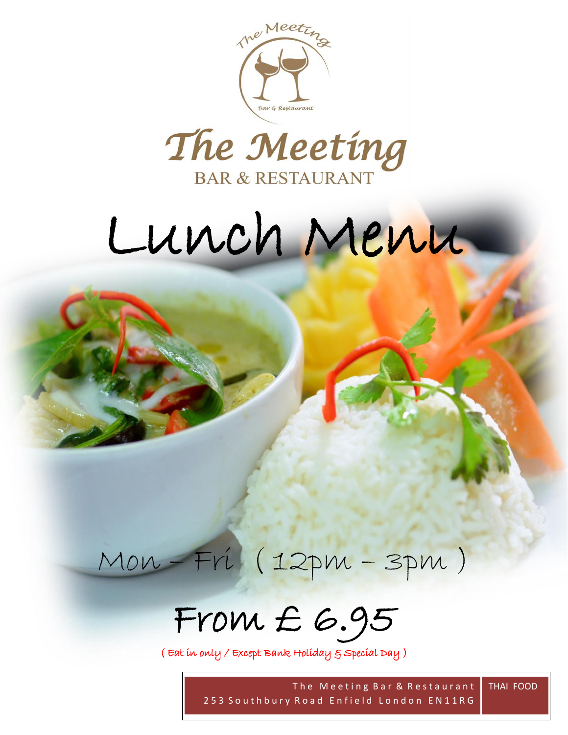The Meeting

Bar & Restaurant

# The Meeting

## BAR & RESTAURANT

# Lunch Menu

Mon – Fri ( 12pm – 3pm )

## From £ 6.95

( Eat in only / Except Bank Holiday & Special Day )

| The Meeting Bar & Restaurant<br>253 Southbury Road Enfield London EN11RG | THAI FOOD |
|---|---|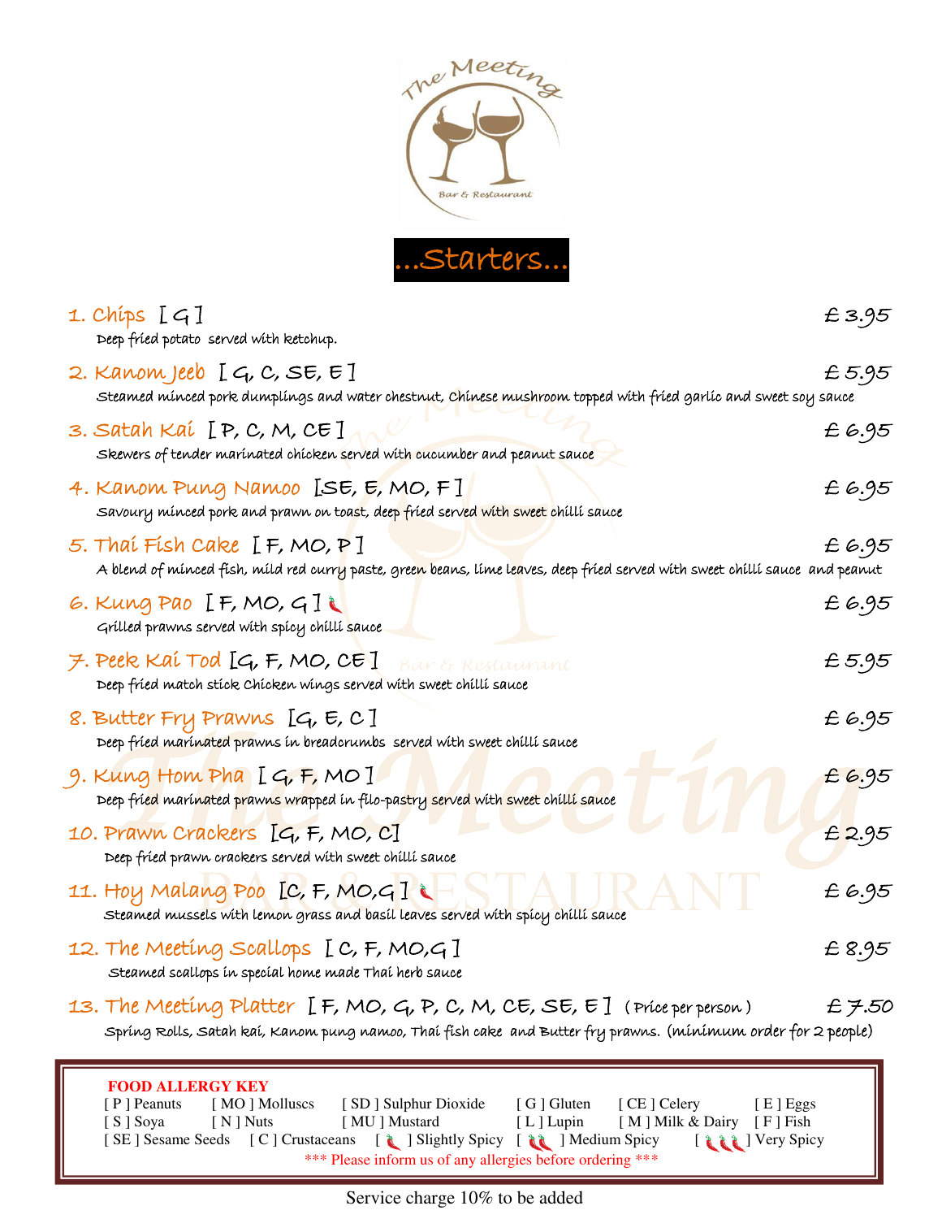The Meeting
Bar & Restaurant

# ...Starters...

**1. Chips** [ G ] — £ 3.95
Deep fried potato served with ketchup.

**2. Kanom Jeeb** [ G, C, SE, E ] — £ 5.95
Steamed minced pork dumplings and water chestnut, Chinese mushroom topped with fried garlic and sweet soy sauce

**3. Satah Kai** [ P, C, M, CE ] — £ 6.95
Skewers of tender marinated chicken served with cucumber and peanut sauce

**4. Kanom Pung Namoo** [SE, E, MO, F ] — £ 6.95
Savoury minced pork and prawn on toast, deep fried served with sweet chilli sauce

**5. Thai Fish Cake** [ F, MO, P ] — £ 6.95
A blend of minced fish, mild red curry paste, green beans, lime leaves, deep fried served with sweet chilli sauce and peanut

**6. Kung Pao** [ F, MO, G ] 🌶 — £ 6.95
Grilled prawns served with spicy chilli sauce

**7. Peek Kai Tod** [G, F, MO, CE ] — £ 5.95
Deep fried match stick Chicken wings served with sweet chilli sauce

**8. Butter Fry Prawns** [G, E, C ] — £ 6.95
Deep fried marinated prawns in breadcrumbs served with sweet chilli sauce

**9. Kung Hom Pha** [ G, F, MO ] — £ 6.95
Deep fried marinated prawns wrapped in filo-pastry served with sweet chilli sauce

**10. Prawn Crackers** [G, F, MO, C] — £ 2.95
Deep fried prawn crackers served with sweet chilli sauce

**11. Hoy Malang Poo** [C, F, MO,G ] 🌶 — £ 6.95
Steamed mussels with lemon grass and basil leaves served with spicy chilli sauce

**12. The Meeting Scallops** [ C, F, MO,G ] — £ 8.95
Steamed scallops in special home made Thai herb sauce

**13. The Meeting Platter** [ F, MO, G, P, C, M, CE, SE, E ] (Price per person) — £ 7.50
Spring Rolls, Satah kai, Kanom pung namoo, Thai fish cake and Butter fry prawns. (minimum order for 2 people)

**FOOD ALLERGY KEY**

| | | | | | |
|---|---|---|---|---|---|
| [ P ] Peanuts | [ MO ] Molluscs | [ SD ] Sulphur Dioxide | [ G ] Gluten | [ CE ] Celery | [ E ] Eggs |
| [ S ] Soya | [ N ] Nuts | [ MU ] Mustard | [ L ] Lupin | [ M ] Milk & Dairy | [ F ] Fish |
| [ SE ] Sesame Seeds | [ C ] Crustaceans | [ 🌶 ] Slightly Spicy | [ 🌶🌶 ] Medium Spicy | [ 🌶🌶🌶 ] Very Spicy | |

*** Please inform us of any allergies before ordering ***

Service charge 10% to be added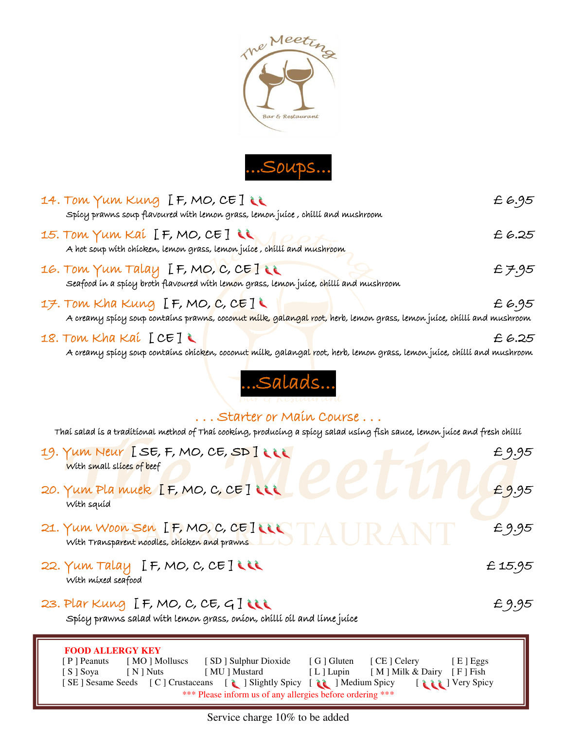# ...Soups...

**14. Tom Yum Kung** [ F, MO, CE ] 🌶🌶 — £ 6.95
Spicy prawns soup flavoured with lemon grass, lemon juice , chilli and mushroom

**15. Tom Yum Kai** [ F, MO, CE ] 🌶🌶 — £ 6.25
A hot soup with chicken, lemon grass, lemon juice , chilli and mushroom

**16. Tom Yum Talay** [ F, MO, C, CE ] 🌶🌶 — £ 7.95
Seafood in a spicy broth flavoured with lemon grass, lemon juice, chilli and mushroom

**17. Tom Kha Kung** [ F, MO, C, CE ] 🌶 — £ 6.95
A creamy spicy soup contains prawns, coconut milk, galangal root, herb, lemon grass, lemon juice, chilli and mushroom

**18. Tom Kha Kai** [ CE ] 🌶 — £ 6.25
A creamy spicy soup contains chicken, coconut milk, galangal root, herb, lemon grass, lemon juice, chilli and mushroom

# ...Salads...

## . . . Starter or Main Course . . .

Thai salad is a traditional method of Thai cooking, producing a spicy salad using fish sauce, lemon juice and fresh chilli

**19. Yum Neur** [ SE, F, MO, CE, SD ] 🌶🌶🌶 — £ 9.95
With small slices of beef

**20. Yum Pla muek** [ F, MO, C, CE ] 🌶🌶🌶 — £ 9.95
With squid

**21. Yum Woon Sen** [ F, MO, C, CE ] 🌶🌶🌶 — £ 9.95
With Transparent noodles, chicken and prawns

**22. Yum Talay** [ F, MO, C, CE ] 🌶🌶🌶 — £ 15.95
With mixed seafood

**23. Plar Kung** [ F, MO, C, CE, G ] 🌶🌶🌶 — £ 9.95
Spicy prawns salad with lemon grass, onion, chilli oil and lime juice

**FOOD ALLERGY KEY**

| | | | | | |
|---|---|---|---|---|---|
| [ P ] Peanuts | [ MO ] Molluscs | [ SD ] Sulphur Dioxide | [ G ] Gluten | [ CE ] Celery | [ E ] Eggs |
| [ S ] Soya | [ N ] Nuts | [ MU ] Mustard | [ L ] Lupin | [ M ] Milk & Dairy | [ F ] Fish |
| [ SE ] Sesame Seeds | [ C ] Crustaceans | [ 🌶 ] Slightly Spicy | [ 🌶🌶 ] Medium Spicy | [ 🌶🌶🌶 ] Very Spicy | |

\*\*\* Please inform us of any allergies before ordering \*\*\*

Service charge 10% to be added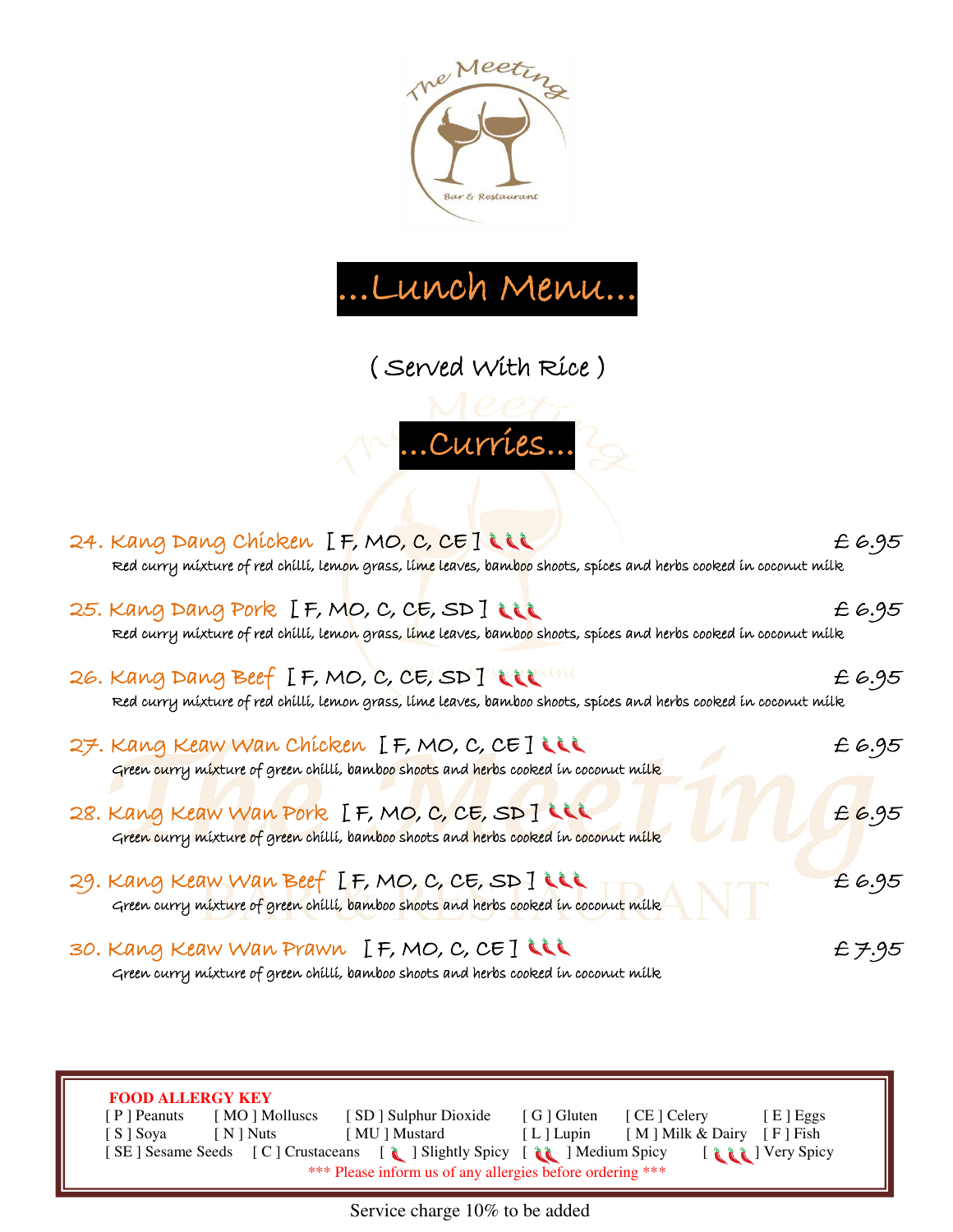# ...Lunch Menu...

( Served With Rice )

## ...Curries...

**24. Kang Dang Chicken** [ F, MO, C, CE ] 🌶🌶🌶 — £ 6.95
Red curry mixture of red chilli, lemon grass, lime leaves, bamboo shoots, spices and herbs cooked in coconut milk

**25. Kang Dang Pork** [ F, MO, C, CE, SD ] 🌶🌶🌶 — £ 6.95
Red curry mixture of red chilli, lemon grass, lime leaves, bamboo shoots, spices and herbs cooked in coconut milk

**26. Kang Dang Beef** [ F, MO, C, CE, SD ] 🌶🌶🌶 — £ 6.95
Red curry mixture of red chilli, lemon grass, lime leaves, bamboo shoots, spices and herbs cooked in coconut milk

**27. Kang Keaw Wan Chicken** [ F, MO, C, CE ] 🌶🌶🌶 — £ 6.95
Green curry mixture of green chilli, bamboo shoots and herbs cooked in coconut milk

**28. Kang Keaw Wan Pork** [ F, MO, C, CE, SD ] 🌶🌶🌶 — £ 6.95
Green curry mixture of green chilli, bamboo shoots and herbs cooked in coconut milk

**29. Kang Keaw Wan Beef** [ F, MO, C, CE, SD ] 🌶🌶🌶 — £ 6.95
Green curry mixture of green chilli, bamboo shoots and herbs cooked in coconut milk

**30. Kang Keaw Wan Prawn** [ F, MO, C, CE ] 🌶🌶🌶 — £ 7.95
Green curry mixture of green chilli, bamboo shoots and herbs cooked in coconut milk

**FOOD ALLERGY KEY**

| | | | | | |
|---|---|---|---|---|---|
| [ P ] Peanuts | [ MO ] Molluscs | [ SD ] Sulphur Dioxide | [ G ] Gluten | [ CE ] Celery | [ E ] Eggs |
| [ S ] Soya | [ N ] Nuts | [ MU ] Mustard | [ L ] Lupin | [ M ] Milk & Dairy | [ F ] Fish |
| [ SE ] Sesame Seeds | [ C ] Crustaceans | [ 🌶 ] Slightly Spicy | [ 🌶🌶 ] Medium Spicy | [ 🌶🌶🌶 ] Very Spicy | |

\*\*\* Please inform us of any allergies before ordering \*\*\*

Service charge 10% to be added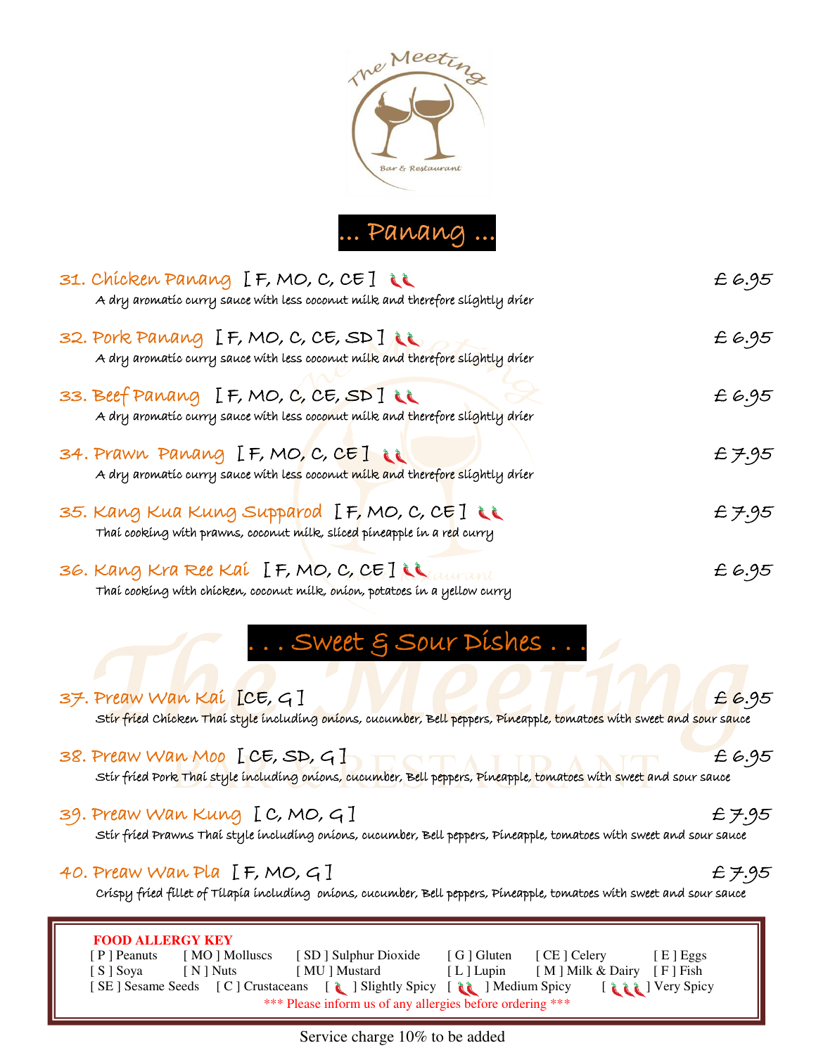The Meeting
Bar & Restaurant

## ... Panang ...

**31. Chicken Panang** [ F, MO, C, CE ] 🌶🌶 — £ 6.95
A dry aromatic curry sauce with less coconut milk and therefore slightly drier

**32. Pork Panang** [ F, MO, C, CE, SD ] 🌶🌶 — £ 6.95
A dry aromatic curry sauce with less coconut milk and therefore slightly drier

**33. Beef Panang** [ F, MO, C, CE, SD ] 🌶🌶 — £ 6.95
A dry aromatic curry sauce with less coconut milk and therefore slightly drier

**34. Prawn Panang** [ F, MO, C, CE ] 🌶🌶 — £ 7.95
A dry aromatic curry sauce with less coconut milk and therefore slightly drier

**35. Kang Kua Kung Supparod** [ F, MO, C, CE ] 🌶🌶 — £ 7.95
Thai cooking with prawns, coconut milk, sliced pineapple in a red curry

**36. Kang Kra Ree Kai** [ F, MO, C, CE ] 🌶🌶 — £ 6.95
Thai cooking with chicken, coconut milk, onion, potatoes in a yellow curry

## . . . Sweet & Sour Dishes . . .

**37. Preaw Wan Kai** [CE, G ] — £ 6.95
Stir fried Chicken Thai style including onions, cucumber, Bell peppers, Pineapple, tomatoes with sweet and sour sauce

**38. Preaw Wan Moo** [ CE, SD, G ] — £ 6.95
Stir fried Pork Thai style including onions, cucumber, Bell peppers, Pineapple, tomatoes with sweet and sour sauce

**39. Preaw Wan Kung** [ C, MO, G ] — £ 7.95
Stir fried Prawns Thai style including onions, cucumber, Bell peppers, Pineapple, tomatoes with sweet and sour sauce

**40. Preaw Wan Pla** [ F, MO, G ] — £ 7.95
Crispy fried fillet of Tilapia including onions, cucumber, Bell peppers, Pineapple, tomatoes with sweet and sour sauce

**FOOD ALLERGY KEY**

| | | | | | |
|---|---|---|---|---|---|
| [ P ] Peanuts | [ MO ] Molluscs | [ SD ] Sulphur Dioxide | [ G ] Gluten | [ CE ] Celery | [ E ] Eggs |
| [ S ] Soya | [ N ] Nuts | [ MU ] Mustard | [ L ] Lupin | [ M ] Milk & Dairy | [ F ] Fish |
| [ SE ] Sesame Seeds | [ C ] Crustaceans | [ 🌶 ] Slightly Spicy | [ 🌶🌶 ] Medium Spicy | [ 🌶🌶🌶 ] Very Spicy | |

*** Please inform us of any allergies before ordering ***

Service charge 10% to be added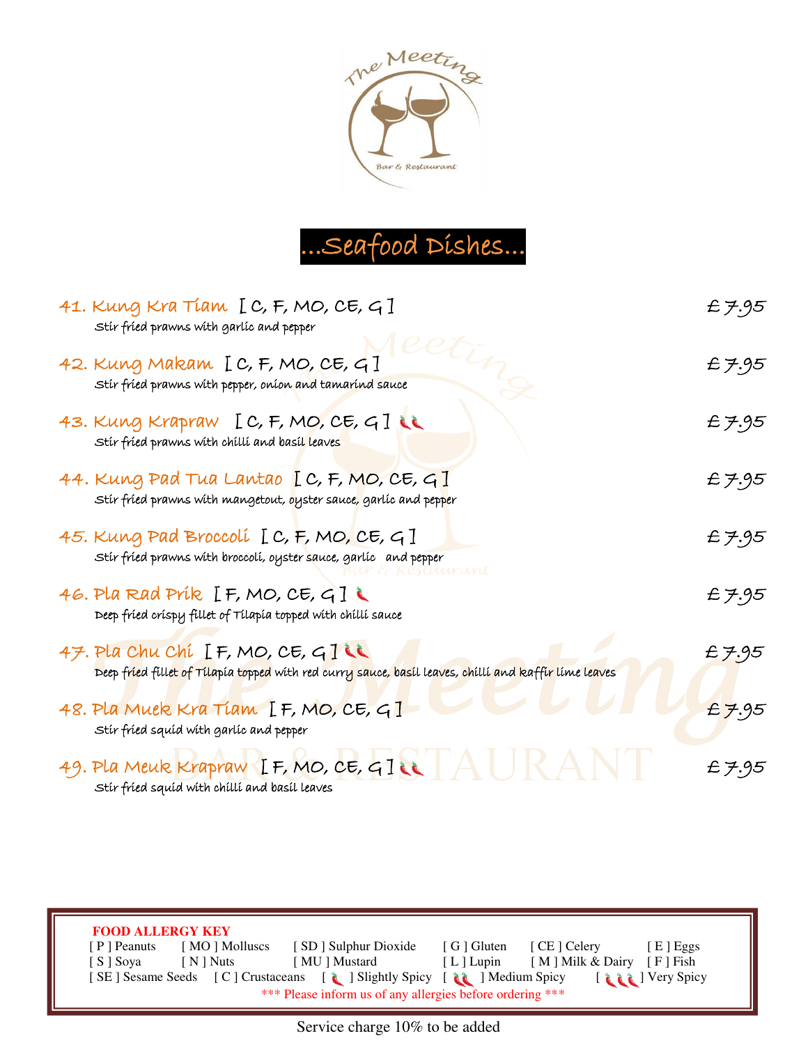# ...Seafood Dishes...

**41. Kung Kra Tiam** [ C, F, MO, CE, G ] — £7.95
Stir fried prawns with garlic and pepper

**42. Kung Makam** [ C, F, MO, CE, G ] — £7.95
Stir fried prawns with pepper, onion and tamarind sauce

**43. Kung Krapraw** [ C, F, MO, CE, G ] 🌶🌶 — £7.95
Stir fried prawns with chilli and basil leaves

**44. Kung Pad Tua Lantao** [ C, F, MO, CE, G ] — £7.95
Stir fried prawns with mangetout, oyster sauce, garlic and pepper

**45. Kung Pad Broccoli** [ C, F, MO, CE, G ] — £7.95
Stir fried prawns with broccoli, oyster sauce, garlic and pepper

**46. Pla Rad Prik** [ F, MO, CE, G ] 🌶 — £7.95
Deep fried crispy fillet of Tilapia topped with chilli sauce

**47. Pla Chu Chi** [ F, MO, CE, G ] 🌶🌶 — £7.95
Deep fried fillet of Tilapia topped with red curry sauce, basil leaves, chilli and kaffir lime leaves

**48. Pla Muek Kra Tiam** [ F, MO, CE, G ] — £7.95
Stir fried squid with garlic and pepper

**49. Pla Meuk Krapraw** [ F, MO, CE, G ] 🌶🌶 — £7.95
Stir fried squid with chilli and basil leaves

**FOOD ALLERGY KEY**

| | | | | | |
|---|---|---|---|---|---|
| [ P ] Peanuts | [ MO ] Molluscs | [ SD ] Sulphur Dioxide | [ G ] Gluten | [ CE ] Celery | [ E ] Eggs |
| [ S ] Soya | [ N ] Nuts | [ MU ] Mustard | [ L ] Lupin | [ M ] Milk & Dairy | [ F ] Fish |
| [ SE ] Sesame Seeds | [ C ] Crustaceans | [ 🌶 ] Slightly Spicy | [ 🌶🌶 ] Medium Spicy | [ 🌶🌶🌶 ] Very Spicy | |

\*\*\* Please inform us of any allergies before ordering \*\*\*

Service charge 10% to be added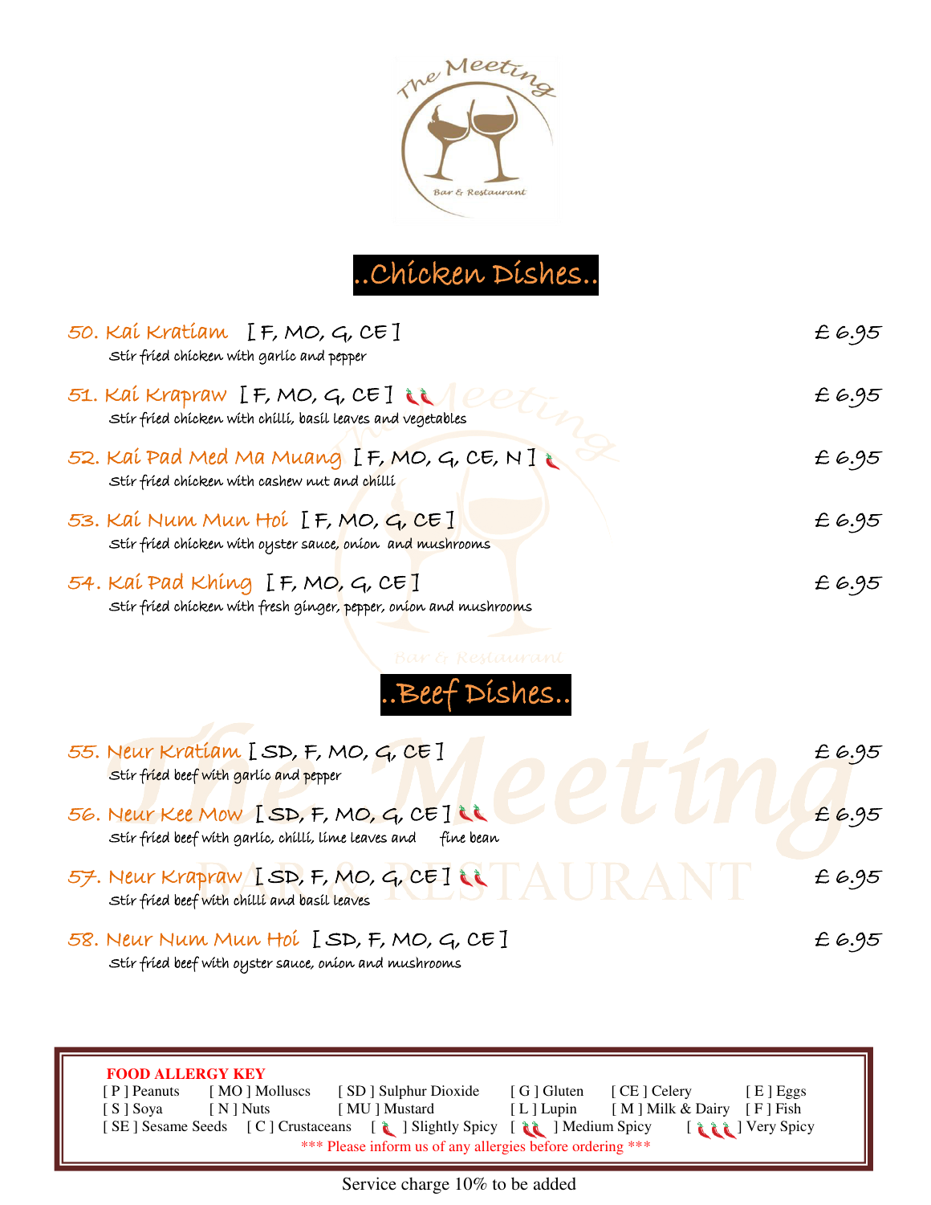## ..Chicken Dishes..

**50. Kai Kratiam** [ F, MO, G, CE ] — £ 6.95
Stir fried chicken with garlic and pepper

**51. Kai Krapraw** [ F, MO, G, CE ] 🌶🌶 — £ 6.95
Stir fried chicken with chilli, basil leaves and vegetables

**52. Kai Pad Med Ma Muang** [ F, MO, G, CE, N ] 🌶 — £ 6.95
Stir fried chicken with cashew nut and chilli

**53. Kai Num Mun Hoi** [ F, MO, G, CE ] — £ 6.95
Stir fried chicken with oyster sauce, onion and mushrooms

**54. Kai Pad Khing** [ F, MO, G, CE ] — £ 6.95
Stir fried chicken with fresh ginger, pepper, onion and mushrooms

## ..Beef Dishes..

**55. Neur Kratiam** [ SD, F, MO, G, CE ] — £ 6.95
Stir fried beef with garlic and pepper

**56. Neur Kee Mow** [ SD, F, MO, G, CE ] 🌶🌶 — £ 6.95
Stir fried beef with garlic, chilli, lime leaves and fine bean

**57. Neur Krapraw** [ SD, F, MO, G, CE ] 🌶🌶 — £ 6.95
Stir fried beef with chilli and basil leaves

**58. Neur Num Mun Hoi** [ SD, F, MO, G, CE ] — £ 6.95
Stir fried beef with oyster sauce, onion and mushrooms

**FOOD ALLERGY KEY**

[ P ] Peanuts  [ MO ] Molluscs  [ SD ] Sulphur Dioxide  [ G ] Gluten  [ CE ] Celery  [ E ] Eggs
[ S ] Soya  [ N ] Nuts  [ MU ] Mustard  [ L ] Lupin  [ M ] Milk & Dairy  [ F ] Fish
[ SE ] Sesame Seeds  [ C ] Crustaceans  [ 🌶 ] Slightly Spicy  [ 🌶🌶 ] Medium Spicy  [ 🌶🌶🌶 ] Very Spicy

*** Please inform us of any allergies before ordering ***

Service charge 10% to be added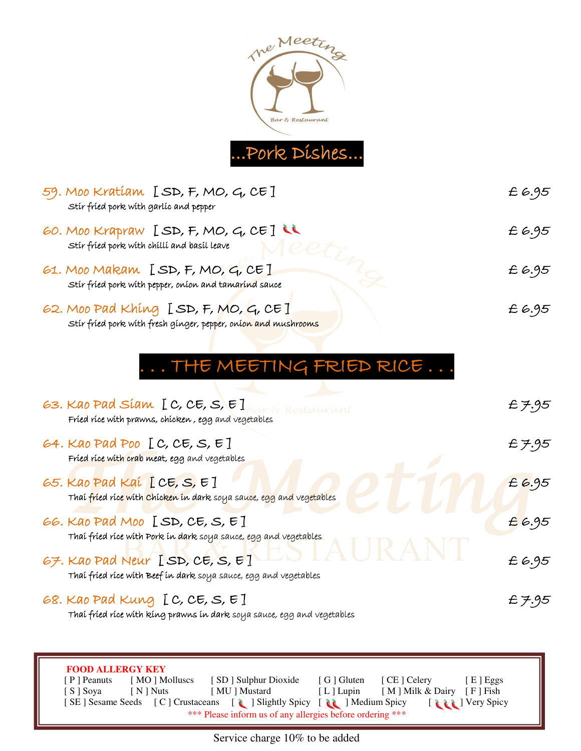## ...Pork Dishes...

**59. Moo Kratiam** [ SD, F, MO, G, CE ] — £ 6.95
Stir fried pork with garlic and pepper

**60. Moo Krapraw** [ SD, F, MO, G, CE ] 🌶🌶 — £ 6.95
Stir fried pork with chilli and basil leave

**61. Moo Makam** [ SD, F, MO, G, CE ] — £ 6.95
Stir fried pork with pepper, onion and tamarind sauce

**62. Moo Pad Khing** [ SD, F, MO, G, CE ] — £ 6.95
Stir fried pork with fresh ginger, pepper, onion and mushrooms

## . . . THE MEETING FRIED RICE . . .

**63. Kao Pad Siam** [ C, CE, S, E ] — £ 7.95
Fried rice with prawns, chicken , egg and vegetables

**64. Kao Pad Poo** [ C, CE, S, E ] — £ 7.95
Fried rice with crab meat, egg and vegetables

**65. Kao Pad Kai** [ CE, S, E ] — £ 6.95
Thai fried rice with Chicken in dark soya sauce, egg and vegetables

**66. Kao Pad Moo** [ SD, CE, S, E ] — £ 6.95
Thai fried rice with Pork in dark soya sauce, egg and vegetables

**67. Kao Pad Neur** [ SD, CE, S, E ] — £ 6.95
Thai fried rice with Beef in dark soya sauce, egg and vegetables

**68. Kao Pad Kung** [ C, CE, S, E ] — £ 7.95
Thai fried rice with king prawns in dark soya sauce, egg and vegetables

**FOOD ALLERGY KEY**

[ P ] Peanuts [ MO ] Molluscs [ SD ] Sulphur Dioxide [ G ] Gluten [ CE ] Celery [ E ] Eggs
[ S ] Soya [ N ] Nuts [ MU ] Mustard [ L ] Lupin [ M ] Milk & Dairy [ F ] Fish
[ SE ] Sesame Seeds [ C ] Crustaceans [ 🌶 ] Slightly Spicy [ 🌶🌶 ] Medium Spicy [ 🌶🌶🌶 ] Very Spicy

\*\*\* Please inform us of any allergies before ordering \*\*\*

Service charge 10% to be added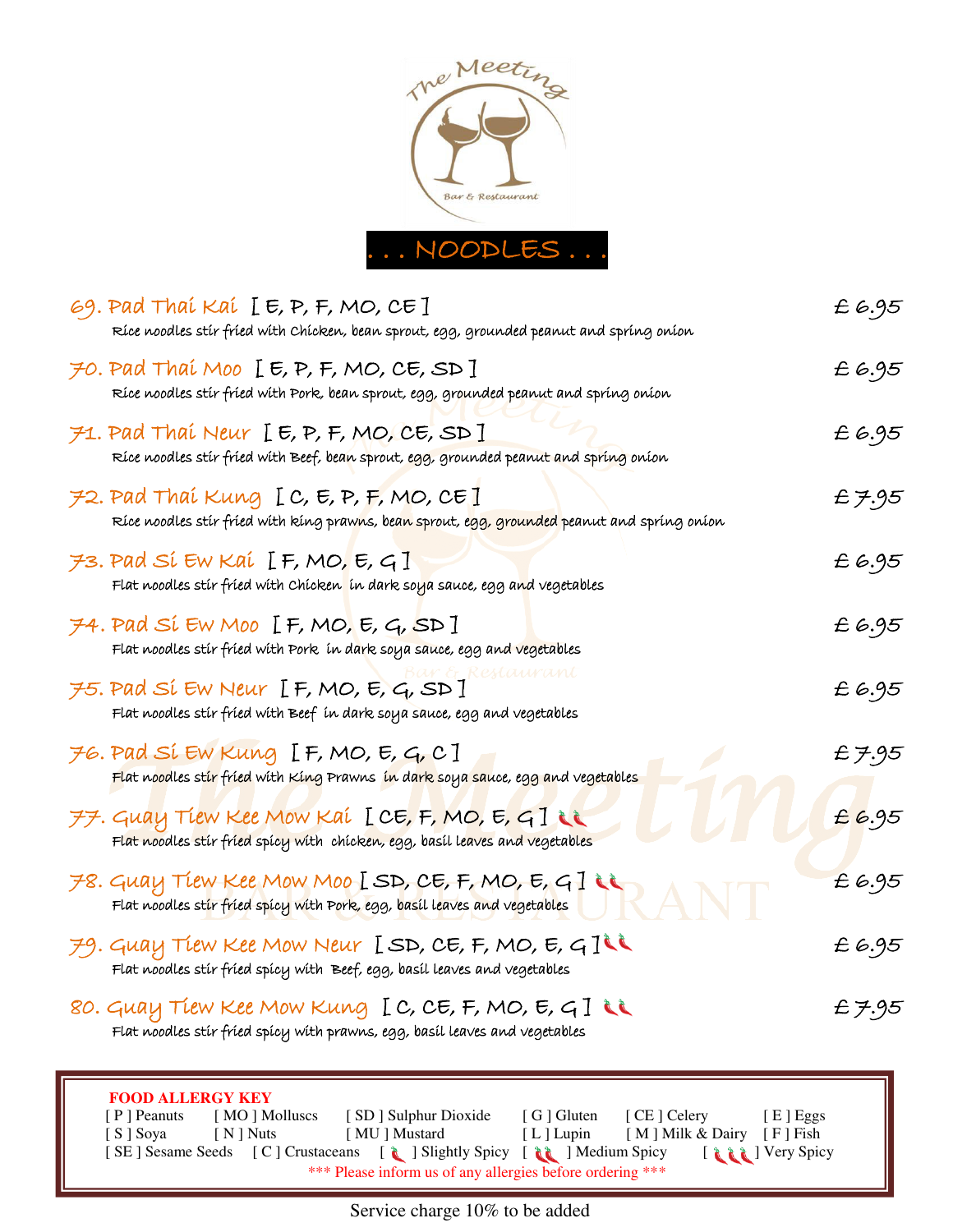The Meeting
Bar & Restaurant

# . . . NOODLES . . .

**69. Pad Thai Kai** [ E, P, F, MO, CE ] — £ 6.95
Rice noodles stir fried with Chicken, bean sprout, egg, grounded peanut and spring onion

**70. Pad Thai Moo** [ E, P, F, MO, CE, SD ] — £ 6.95
Rice noodles stir fried with Pork, bean sprout, egg, grounded peanut and spring onion

**71. Pad Thai Neur** [ E, P, F, MO, CE, SD ] — £ 6.95
Rice noodles stir fried with Beef, bean sprout, egg, grounded peanut and spring onion

**72. Pad Thai Kung** [ C, E, P, F, MO, CE ] — £ 7.95
Rice noodles stir fried with king prawns, bean sprout, egg, grounded peanut and spring onion

**73. Pad Si Ew Kai** [ F, MO, E, G ] — £ 6.95
Flat noodles stir fried with Chicken in dark soya sauce, egg and vegetables

**74. Pad Si Ew Moo** [ F, MO, E, G, SD ] — £ 6.95
Flat noodles stir fried with Pork in dark soya sauce, egg and vegetables

**75. Pad Si Ew Neur** [ F, MO, E, G, SD ] — £ 6.95
Flat noodles stir fried with Beef in dark soya sauce, egg and vegetables

**76. Pad Si Ew Kung** [ F, MO, E, G, C ] — £ 7.95
Flat noodles stir fried with King Prawns in dark soya sauce, egg and vegetables

**77. Guay Tiew Kee Mow Kai** [ CE, F, MO, E, G ] 🌶🌶 — £ 6.95
Flat noodles stir fried spicy with chicken, egg, basil leaves and vegetables

**78. Guay Tiew Kee Mow Moo** [ SD, CE, F, MO, E, G ] 🌶🌶 — £ 6.95
Flat noodles stir fried spicy with Pork, egg, basil leaves and vegetables

**79. Guay Tiew Kee Mow Neur** [ SD, CE, F, MO, E, G ] 🌶🌶 — £ 6.95
Flat noodles stir fried spicy with Beef, egg, basil leaves and vegetables

**80. Guay Tiew Kee Mow Kung** [ C, CE, F, MO, E, G ] 🌶🌶 — £ 7.95
Flat noodles stir fried spicy with prawns, egg, basil leaves and vegetables

**FOOD ALLERGY KEY**

[ P ] Peanuts [ MO ] Molluscs [ SD ] Sulphur Dioxide [ G ] Gluten [ CE ] Celery [ E ] Eggs
[ S ] Soya [ N ] Nuts [ MU ] Mustard [ L ] Lupin [ M ] Milk & Dairy [ F ] Fish
[ SE ] Sesame Seeds [ C ] Crustaceans [ 🌶 ] Slightly Spicy [ 🌶🌶 ] Medium Spicy [ 🌶🌶🌶 ] Very Spicy

\*\*\* Please inform us of any allergies before ordering \*\*\*

Service charge 10% to be added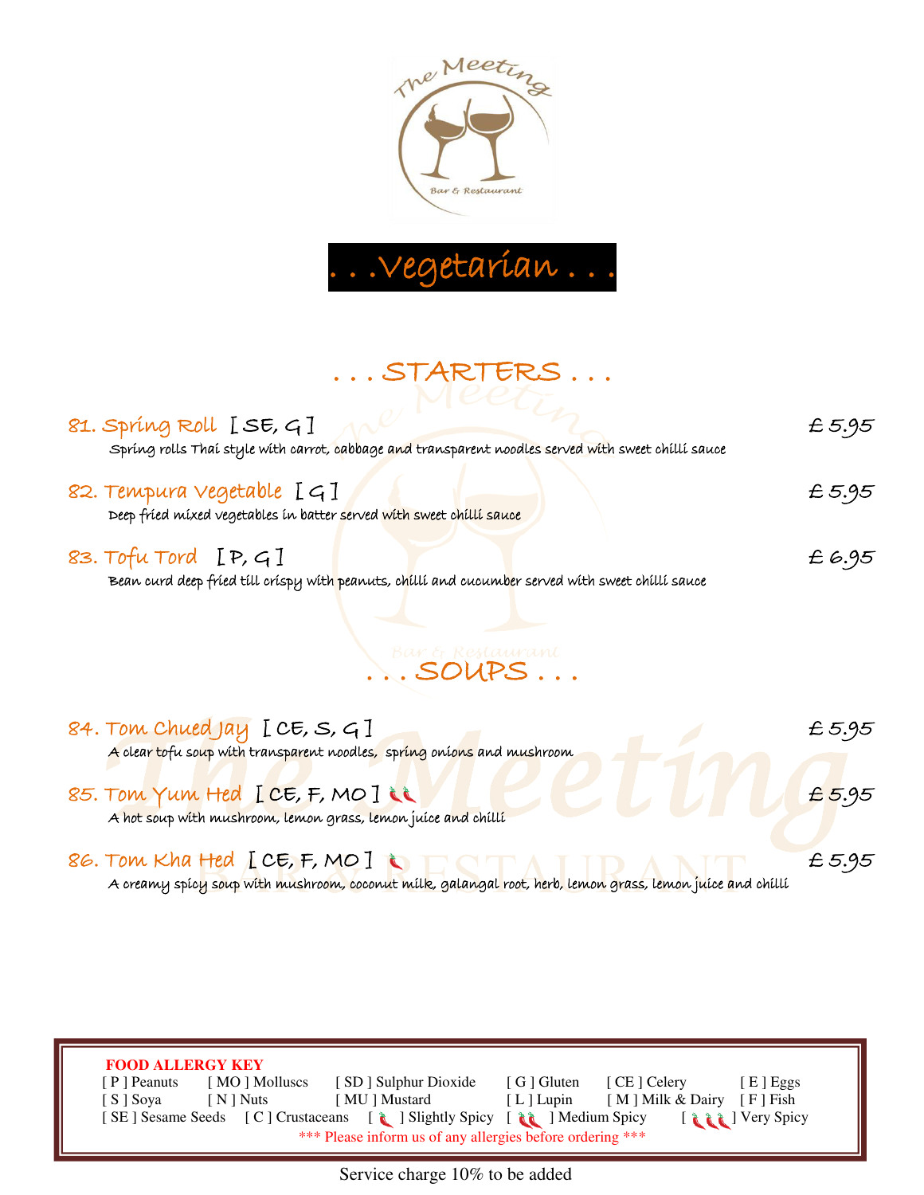# . . .Vegetarian . . .

## . . . STARTERS . . .

**81. Spring Roll [SE, G]** — £ 5.95
Spring rolls Thai style with carrot, cabbage and transparent noodles served with sweet chilli sauce

**82. Tempura Vegetable [G]** — £ 5.95
Deep fried mixed vegetables in batter served with sweet chilli sauce

**83. Tofu Tord [P, G]** — £ 6.95
Bean curd deep fried till crispy with peanuts, chilli and cucumber served with sweet chilli sauce

## . . . SOUPS . . .

**84. Tom Chued Jay [CE, S, G]** — £ 5.95
A clear tofu soup with transparent noodles, spring onions and mushroom

**85. Tom Yum Hed [CE, F, MO] 🌶🌶** — £ 5.95
A hot soup with mushroom, lemon grass, lemon juice and chilli

**86. Tom Kha Hed [CE, F, MO] 🌶** — £ 5.95
A creamy spicy soup with mushroom, coconut milk, galangal root, herb, lemon grass, lemon juice and chilli

---

**FOOD ALLERGY KEY**

| | | | | | |
|---|---|---|---|---|---|
| [ P ] Peanuts | [ MO ] Molluscs | [ SD ] Sulphur Dioxide | [ G ] Gluten | [ CE ] Celery | [ E ] Eggs |
| [ S ] Soya | [ N ] Nuts | [ MU ] Mustard | [ L ] Lupin | [ M ] Milk & Dairy | [ F ] Fish |
| [ SE ] Sesame Seeds | [ C ] Crustaceans | [ 🌶 ] Slightly Spicy | [ 🌶🌶 ] Medium Spicy | [ 🌶🌶🌶 ] Very Spicy | |

\*\*\* Please inform us of any allergies before ordering \*\*\*

Service charge 10% to be added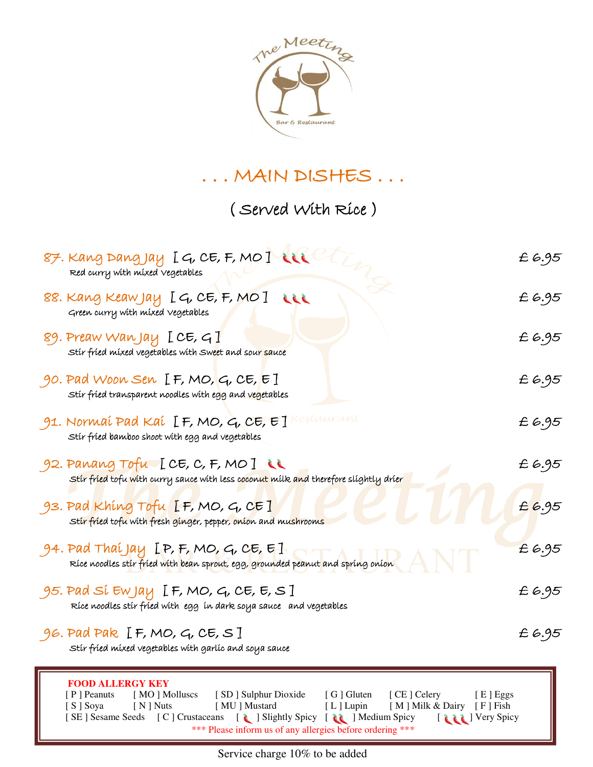# . . . MAIN DISHES . . .

## ( Served With Rice )

**87. Kang Dang Jay** [ G, CE, F, MO ] 🌶🌶🌶 — £ 6.95
Red curry with mixed vegetables

**88. Kang Keaw Jay** [ G, CE, F, MO ] 🌶🌶🌶 — £ 6.95
Green curry with mixed vegetables

**89. Preaw Wan Jay** [ CE, G ] — £ 6.95
Stir fried mixed vegetables with sweet and sour sauce

**90. Pad Woon Sen** [ F, MO, G, CE, E ] — £ 6.95
Stir fried transparent noodles with egg and vegetables

**91. Normai Pad Kai** [ F, MO, G, CE, E ] — £ 6.95
Stir fried bamboo shoot with egg and vegetables

**92. Panang Tofu** [ CE, C, F, MO ] 🌶🌶 — £ 6.95
Stir fried tofu with curry sauce with less coconut milk and therefore slightly drier

**93. Pad Khing Tofu** [ F, MO, G, CE ] — £ 6.95
Stir fried tofu with fresh ginger, pepper, onion and mushrooms

**94. Pad Thai Jay** [ P, F, MO, G, CE, E ] — £ 6.95
Rice noodles stir fried with bean sprout, egg, grounded peanut and spring onion

**95. Pad Si Ew Jay** [ F, MO, G, CE, E, S ] — £ 6.95
Rice noodles stir fried with egg in dark soya sauce and vegetables

**96. Pad Pak** [ F, MO, G, CE, S ] — £ 6.95
Stir fried mixed vegetables with garlic and soya sauce

**FOOD ALLERGY KEY**

| | | | | | |
|---|---|---|---|---|---|
| [ P ] Peanuts | [ MO ] Molluscs | [ SD ] Sulphur Dioxide | [ G ] Gluten | [ CE ] Celery | [ E ] Eggs |
| [ S ] Soya | [ N ] Nuts | [ MU ] Mustard | [ L ] Lupin | [ M ] Milk & Dairy | [ F ] Fish |
| [ SE ] Sesame Seeds | [ C ] Crustaceans | [ 🌶 ] Slightly Spicy | [ 🌶🌶 ] Medium Spicy | [ 🌶🌶🌶 ] Very Spicy | |

*** Please inform us of any allergies before ordering ***

Service charge 10% to be added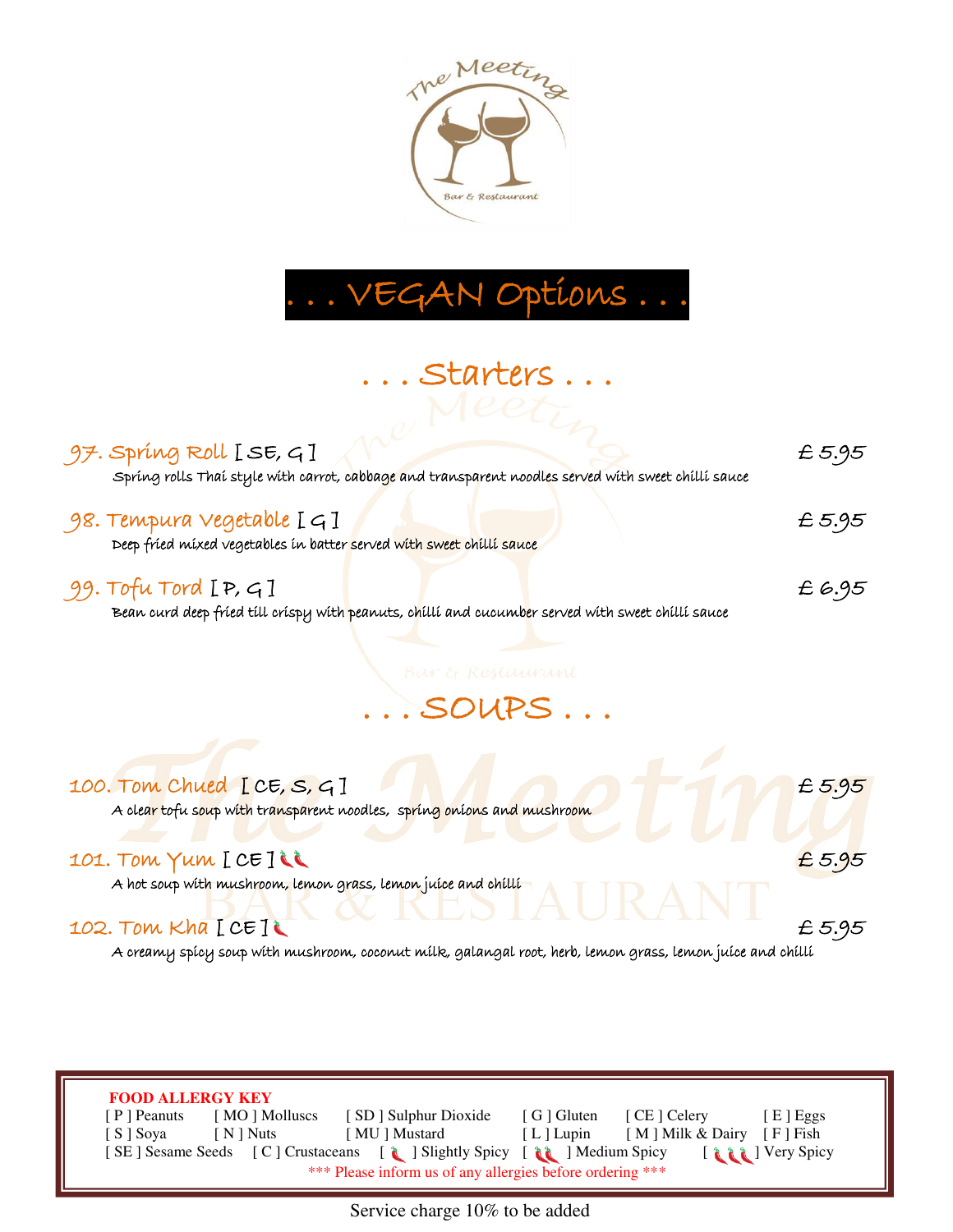# . . . VEGAN Options . . .

## . . . Starters . . .

**97. Spring Roll** [ SE, G ] — £ 5.95
Spring rolls Thai style with carrot, cabbage and transparent noodles served with sweet chilli sauce

**98. Tempura Vegetable** [ G ] — £ 5.95
Deep fried mixed vegetables in batter served with sweet chilli sauce

**99. Tofu Tord** [ P, G ] — £ 6.95
Bean curd deep fried till crispy with peanuts, chilli and cucumber served with sweet chilli sauce

## . . . SOUPS . . .

**100. Tom Chued** [ CE, S, G ] — £ 5.95
A clear tofu soup with transparent noodles, spring onions and mushroom

**101. Tom Yum** [ CE ] 🌶🌶 — £ 5.95
A hot soup with mushroom, lemon grass, lemon juice and chilli

**102. Tom Kha** [ CE ] 🌶 — £ 5.95
A creamy spicy soup with mushroom, coconut milk, galangal root, herb, lemon grass, lemon juice and chilli

**FOOD ALLERGY KEY**

| | | | | | |
|---|---|---|---|---|---|
| [ P ] Peanuts | [ MO ] Molluscs | [ SD ] Sulphur Dioxide | [ G ] Gluten | [ CE ] Celery | [ E ] Eggs |
| [ S ] Soya | [ N ] Nuts | [ MU ] Mustard | [ L ] Lupin | [ M ] Milk & Dairy | [ F ] Fish |
| [ SE ] Sesame Seeds | [ C ] Crustaceans | [ 🌶 ] Slightly Spicy | [ 🌶🌶 ] Medium Spicy | [ 🌶🌶🌶 ] Very Spicy | |

*** Please inform us of any allergies before ordering ***

Service charge 10% to be added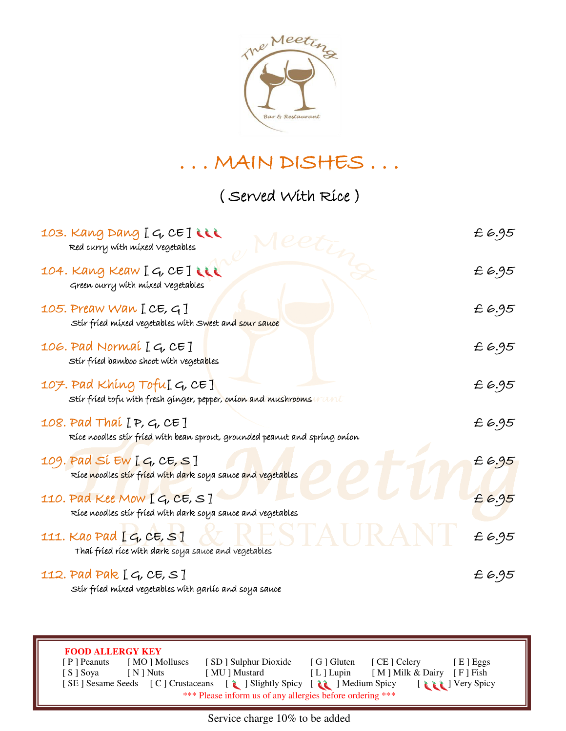# . . . MAIN DISHES . . .

## ( Served With Rice )

**103. Kang Dang** [ G, CE ] 🌶🌶🌶 — £ 6.95
Red curry with mixed vegetables

**104. Kang Keaw** [ G, CE ] 🌶🌶🌶 — £ 6.95
Green curry with mixed vegetables

**105. Preaw Wan** [ CE, G ] — £ 6.95
Stir fried mixed vegetables with sweet and sour sauce

**106. Pad Normai** [ G, CE ] — £ 6.95
Stir fried bamboo shoot with vegetables

**107. Pad Khing Tofu**[ G, CE ] — £ 6.95
Stir fried tofu with fresh ginger, pepper, onion and mushrooms

**108. Pad Thai** [ P, G, CE ] — £ 6.95
Rice noodles stir fried with bean sprout, grounded peanut and spring onion

**109. Pad Si Ew** [ G, CE, S ] — £ 6.95
Rice noodles stir fried with dark soya sauce and vegetables

**110. Pad Kee Mow** [ G, CE, S ] — £ 6.95
Rice noodles stir fried with dark soya sauce and vegetables

**111. Kao Pad** [ G, CE, S ] — £ 6.95
Thai fried rice with dark soya sauce and vegetables

**112. Pad Pak** [ G, CE, S ] — £ 6.95
Stir fried mixed vegetables with garlic and soya sauce

**FOOD ALLERGY KEY**

| | | | | | |
|---|---|---|---|---|---|
| [ P ] Peanuts | [ MO ] Molluscs | [ SD ] Sulphur Dioxide | [ G ] Gluten | [ CE ] Celery | [ E ] Eggs |
| [ S ] Soya | [ N ] Nuts | [ MU ] Mustard | [ L ] Lupin | [ M ] Milk & Dairy | [ F ] Fish |
| [ SE ] Sesame Seeds | [ C ] Crustaceans | [ 🌶 ] Slightly Spicy | [ 🌶🌶 ] Medium Spicy | [ 🌶🌶🌶 ] Very Spicy | |

\*\*\* Please inform us of any allergies before ordering \*\*\*

Service charge 10% to be added